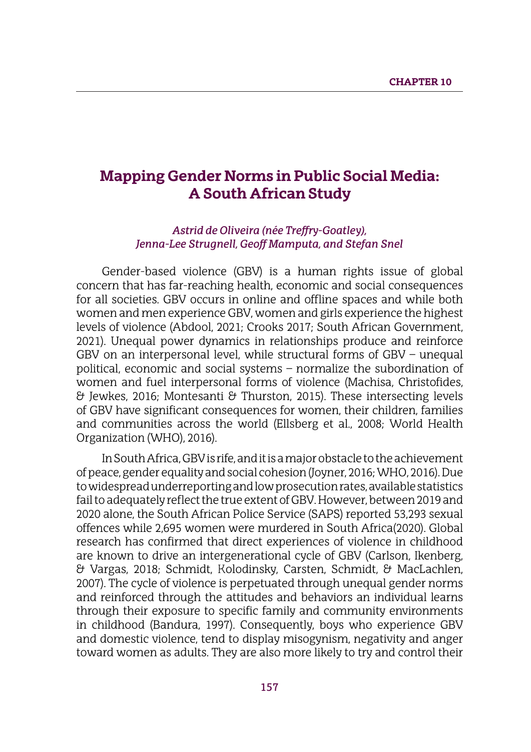CHAPTER 10

# Mapping Gender Norms in Public Social Media: A South African Study

*Astrid de Oliveira (née Treffry-Goatley), Jenna-Lee Strugnell, Geoff Mamputa, and Stefan Snel*

Gender-based violence (GBV) is a human rights issue of global concern that has far-reaching health, economic and social consequences for all societies. GBV occurs in online and offline spaces and while both women and men experience GBV, women and girls experience the highest levels of violence (Abdool, 2021; Crooks 2017; South African Government, 2021). Unequal power dynamics in relationships produce and reinforce GBV on an interpersonal level, while structural forms of GBV – unequal political, economic and social systems – normalize the subordination of women and fuel interpersonal forms of violence (Machisa, Christofides, & Jewkes, 2016; Montesanti & Thurston, 2015). These intersecting levels of GBV have significant consequences for women, their children, families and communities across the world (Ellsberg et al., 2008; World Health Organization (WHO), 2016).

In South Africa, GBV is rife, and it is a major obstacle to the achievement of peace, gender equality and social cohesion (Joyner, 2016; WHO, 2016). Due to widespread underreporting and low prosecution rates, available statistics fail to adequately reflect the true extent of GBV. However, between 2019 and 2020 alone, the South African Police Service (SAPS) reported 53,293 sexual offences while 2,695 women were murdered in South Africa(2020). Global research has confirmed that direct experiences of violence in childhood are known to drive an intergenerational cycle of GBV (Carlson, Ikenberg, & Vargas, 2018; Schmidt, Kolodinsky, Carsten, Schmidt, & MacLachlen, 2007). The cycle of violence is perpetuated through unequal gender norms and reinforced through the attitudes and behaviors an individual learns through their exposure to specific family and community environments in childhood (Bandura, 1997). Consequently, boys who experience GBV and domestic violence, tend to display misogynism, negativity and anger toward women as adults. They are also more likely to try and control their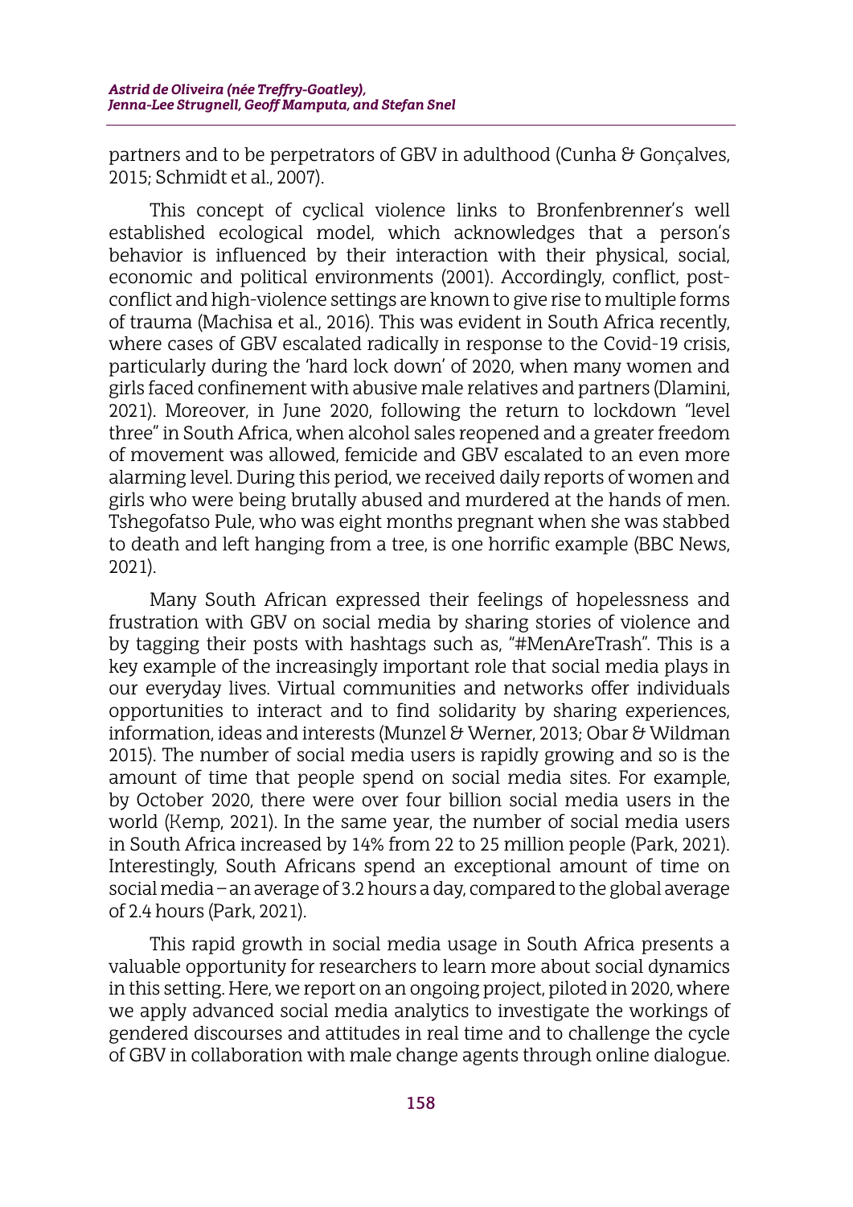partners and to be perpetrators of GBV in adulthood (Cunha & Gonçalves, 2015; Schmidt et al., 2007).

This concept of cyclical violence links to Bronfenbrenner's well established ecological model, which acknowledges that a person's behavior is influenced by their interaction with their physical, social, economic and political environments (2001). Accordingly, conflict, post-conflict and high-violence settings are known to give rise to multiple forms of trauma (Machisa et al., 2016). This was evident in South Africa recently, where cases of GBV escalated radically in response to the Covid-19 crisis, particularly during the 'hard lock down' of 2020, when many women and girls faced confinement with abusive male relatives and partners (Dlamini, 2021). Moreover, in June 2020, following the return to lockdown "level three" in South Africa, when alcohol sales reopened and a greater freedom of movement was allowed, femicide and GBV escalated to an even more alarming level. During this period, we received daily reports of women and girls who were being brutally abused and murdered at the hands of men. Tshegofatso Pule, who was eight months pregnant when she was stabbed to death and left hanging from a tree, is one horrific example (BBC News, 2021).

Many South African expressed their feelings of hopelessness and frustration with GBV on social media by sharing stories of violence and by tagging their posts with hashtags such as, "#MenAreTrash". This is a key example of the increasingly important role that social media plays in our everyday lives. Virtual communities and networks offer individuals opportunities to interact and to find solidarity by sharing experiences, information, ideas and interests (Munzel & Werner, 2013; Obar & Wildman 2015). The number of social media users is rapidly growing and so is the amount of time that people spend on social media sites. For example, by October 2020, there were over four billion social media users in the world (Kemp, 2021). In the same year, the number of social media users in South Africa increased by 14% from 22 to 25 million people (Park, 2021). Interestingly, South Africans spend an exceptional amount of time on social media – an average of 3.2 hours a day, compared to the global average of 2.4 hours (Park, 2021).

This rapid growth in social media usage in South Africa presents a valuable opportunity for researchers to learn more about social dynamics in this setting. Here, we report on an ongoing project, piloted in 2020, where we apply advanced social media analytics to investigate the workings of gendered discourses and attitudes in real time and to challenge the cycle of GBV in collaboration with male change agents through online dialogue.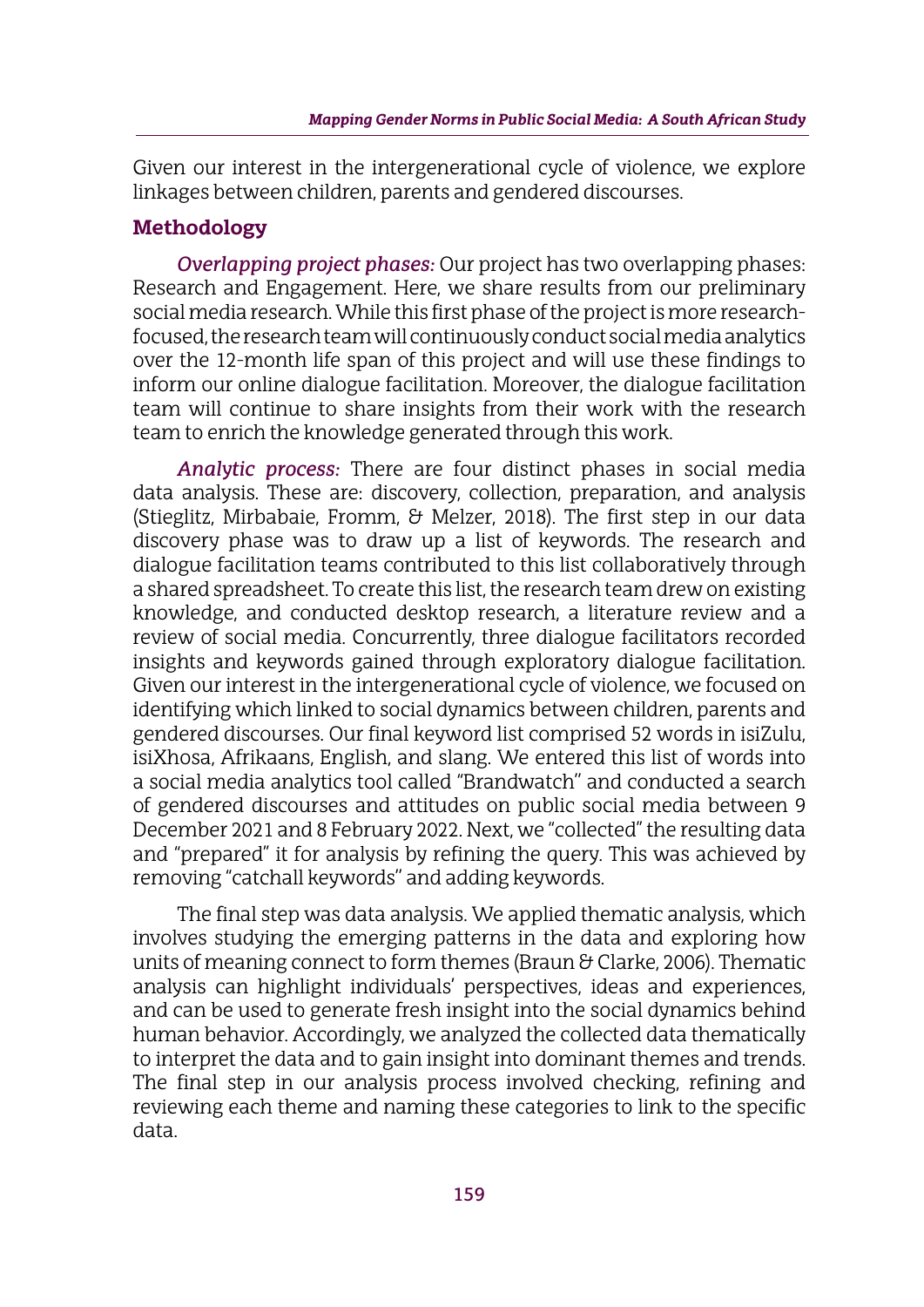Given our interest in the intergenerational cycle of violence, we explore linkages between children, parents and gendered discourses.

## Methodology

*Overlapping project phases:* Our project has two overlapping phases: Research and Engagement. Here, we share results from our preliminary social media research. While this first phase of the project is more research-focused, the research team will continuously conduct social media analytics over the 12-month life span of this project and will use these findings to inform our online dialogue facilitation. Moreover, the dialogue facilitation team will continue to share insights from their work with the research team to enrich the knowledge generated through this work.

*Analytic process:* There are four distinct phases in social media data analysis. These are: discovery, collection, preparation, and analysis (Stieglitz, Mirbabaie, Fromm, & Melzer, 2018). The first step in our data discovery phase was to draw up a list of keywords. The research and dialogue facilitation teams contributed to this list collaboratively through a shared spreadsheet. To create this list, the research team drew on existing knowledge, and conducted desktop research, a literature review and a review of social media. Concurrently, three dialogue facilitators recorded insights and keywords gained through exploratory dialogue facilitation. Given our interest in the intergenerational cycle of violence, we focused on identifying which linked to social dynamics between children, parents and gendered discourses. Our final keyword list comprised 52 words in isiZulu, isiXhosa, Afrikaans, English, and slang. We entered this list of words into a social media analytics tool called "Brandwatch" and conducted a search of gendered discourses and attitudes on public social media between 9 December 2021 and 8 February 2022. Next, we "collected" the resulting data and "prepared" it for analysis by refining the query. This was achieved by removing "catchall keywords" and adding keywords.

The final step was data analysis. We applied thematic analysis, which involves studying the emerging patterns in the data and exploring how units of meaning connect to form themes (Braun & Clarke, 2006). Thematic analysis can highlight individuals' perspectives, ideas and experiences, and can be used to generate fresh insight into the social dynamics behind human behavior. Accordingly, we analyzed the collected data thematically to interpret the data and to gain insight into dominant themes and trends. The final step in our analysis process involved checking, refining and reviewing each theme and naming these categories to link to the specific data.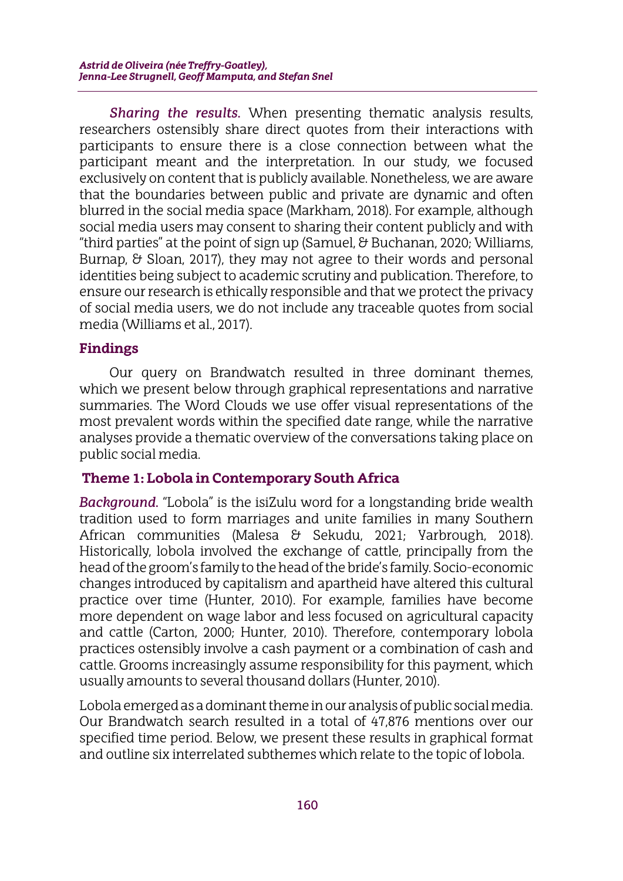*Sharing the results.* When presenting thematic analysis results, researchers ostensibly share direct quotes from their interactions with participants to ensure there is a close connection between what the participant meant and the interpretation. In our study, we focused exclusively on content that is publicly available. Nonetheless, we are aware that the boundaries between public and private are dynamic and often blurred in the social media space (Markham, 2018). For example, although social media users may consent to sharing their content publicly and with "third parties" at the point of sign up (Samuel, & Buchanan, 2020; Williams, Burnap, & Sloan, 2017), they may not agree to their words and personal identities being subject to academic scrutiny and publication. Therefore, to ensure our research is ethically responsible and that we protect the privacy of social media users, we do not include any traceable quotes from social media (Williams et al., 2017).

## Findings

Our query on Brandwatch resulted in three dominant themes, which we present below through graphical representations and narrative summaries. The Word Clouds we use offer visual representations of the most prevalent words within the specified date range, while the narrative analyses provide a thematic overview of the conversations taking place on public social media.

### Theme 1: Lobola in Contemporary South Africa

*Background.* "Lobola" is the isiZulu word for a longstanding bride wealth tradition used to form marriages and unite families in many Southern African communities (Malesa & Sekudu, 2021; Yarbrough, 2018). Historically, lobola involved the exchange of cattle, principally from the head of the groom's family to the head of the bride's family. Socio-economic changes introduced by capitalism and apartheid have altered this cultural practice over time (Hunter, 2010). For example, families have become more dependent on wage labor and less focused on agricultural capacity and cattle (Carton, 2000; Hunter, 2010). Therefore, contemporary lobola practices ostensibly involve a cash payment or a combination of cash and cattle. Grooms increasingly assume responsibility for this payment, which usually amounts to several thousand dollars (Hunter, 2010).

Lobola emerged as a dominant theme in our analysis of public social media. Our Brandwatch search resulted in a total of 47,876 mentions over our specified time period. Below, we present these results in graphical format and outline six interrelated subthemes which relate to the topic of lobola.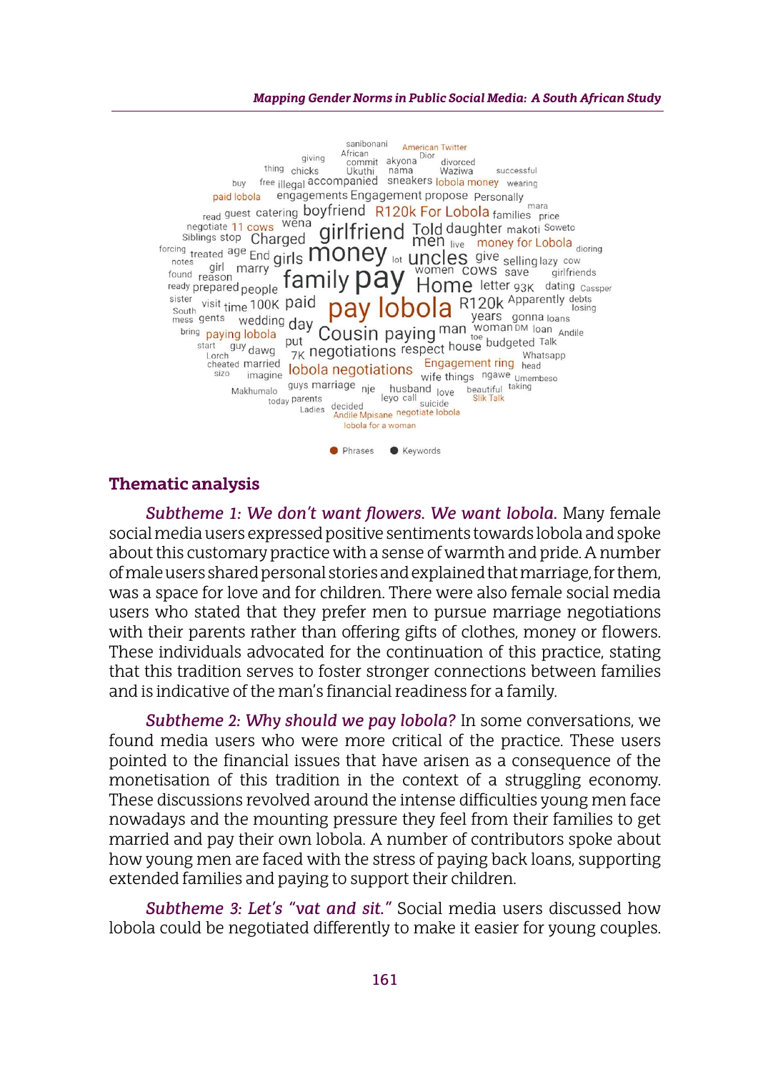## Thematic analysis

*Subtheme 1: We don't want flowers. We want lobola.* Many female social media users expressed positive sentiments towards lobola and spoke about this customary practice with a sense of warmth and pride. A number of male users shared personal stories and explained that marriage, for them, was a space for love and for children. There were also female social media users who stated that they prefer men to pursue marriage negotiations with their parents rather than offering gifts of clothes, money or flowers. These individuals advocated for the continuation of this practice, stating that this tradition serves to foster stronger connections between families and is indicative of the man's financial readiness for a family.

*Subtheme 2: Why should we pay lobola?* In some conversations, we found media users who were more critical of the practice. These users pointed to the financial issues that have arisen as a consequence of the monetisation of this tradition in the context of a struggling economy. These discussions revolved around the intense difficulties young men face nowadays and the mounting pressure they feel from their families to get married and pay their own lobola. A number of contributors spoke about how young men are faced with the stress of paying back loans, supporting extended families and paying to support their children.

*Subtheme 3: Let's "vat and sit."* Social media users discussed how lobola could be negotiated differently to make it easier for young couples.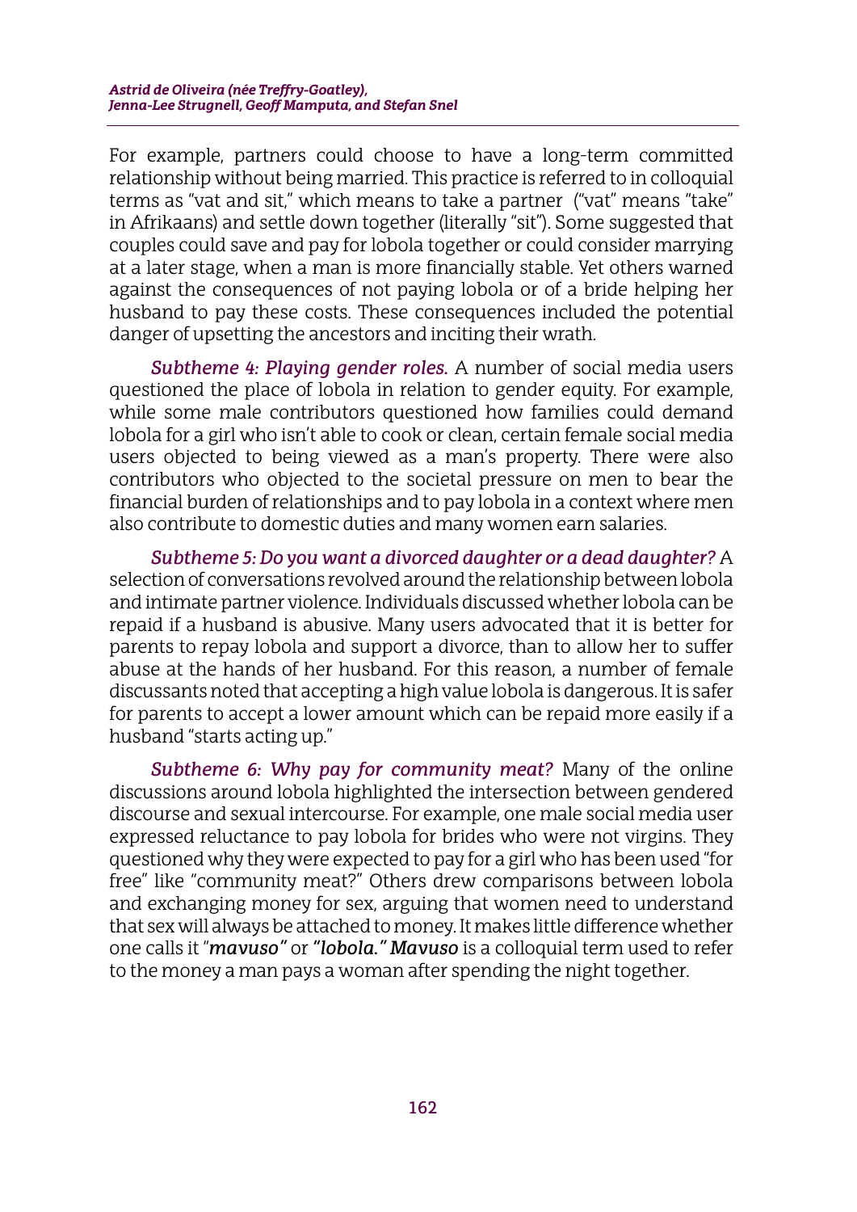For example, partners could choose to have a long-term committed relationship without being married. This practice is referred to in colloquial terms as "vat and sit," which means to take a partner ("vat" means "take" in Afrikaans) and settle down together (literally "sit"). Some suggested that couples could save and pay for lobola together or could consider marrying at a later stage, when a man is more financially stable. Yet others warned against the consequences of not paying lobola or of a bride helping her husband to pay these costs. These consequences included the potential danger of upsetting the ancestors and inciting their wrath.

*Subtheme 4: Playing gender roles.* A number of social media users questioned the place of lobola in relation to gender equity. For example, while some male contributors questioned how families could demand lobola for a girl who isn't able to cook or clean, certain female social media users objected to being viewed as a man's property. There were also contributors who objected to the societal pressure on men to bear the financial burden of relationships and to pay lobola in a context where men also contribute to domestic duties and many women earn salaries.

*Subtheme 5: Do you want a divorced daughter or a dead daughter?* A selection of conversations revolved around the relationship between lobola and intimate partner violence. Individuals discussed whether lobola can be repaid if a husband is abusive. Many users advocated that it is better for parents to repay lobola and support a divorce, than to allow her to suffer abuse at the hands of her husband. For this reason, a number of female discussants noted that accepting a high value lobola is dangerous. It is safer for parents to accept a lower amount which can be repaid more easily if a husband "starts acting up."

*Subtheme 6: Why pay for community meat?* Many of the online discussions around lobola highlighted the intersection between gendered discourse and sexual intercourse. For example, one male social media user expressed reluctance to pay lobola for brides who were not virgins. They questioned why they were expected to pay for a girl who has been used "for free" like "community meat?" Others drew comparisons between lobola and exchanging money for sex, arguing that women need to understand that sex will always be attached to money. It makes little difference whether one calls it "***mavuso***" or "***lobola.***" ***Mavuso*** is a colloquial term used to refer to the money a man pays a woman after spending the night together.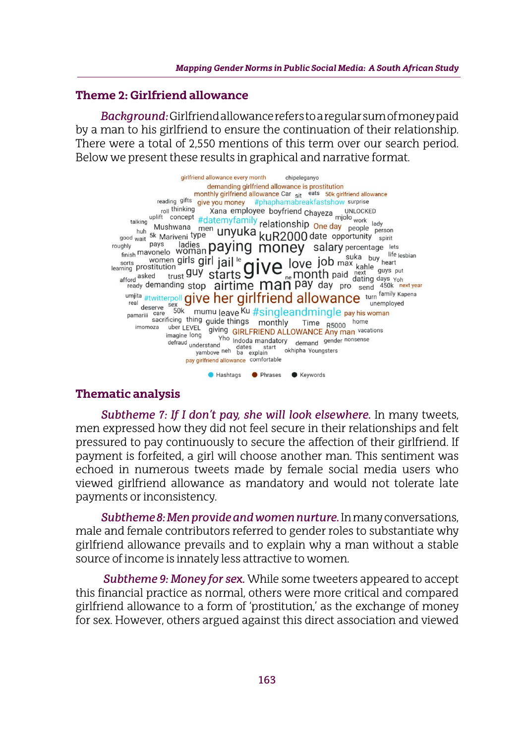### Theme 2: Girlfriend allowance

*Background:* Girlfriend allowance refers to a regular sum of money paid by a man to his girlfriend to ensure the continuation of their relationship. There were a total of 2,550 mentions of this term over our search period. Below we present these results in graphical and narrative format.

### Thematic analysis

*Subtheme 7: If I don't pay, she will look elsewhere.* In many tweets, men expressed how they did not feel secure in their relationships and felt pressured to pay continuously to secure the affection of their girlfriend. If payment is forfeited, a girl will choose another man. This sentiment was echoed in numerous tweets made by female social media users who viewed girlfriend allowance as mandatory and would not tolerate late payments or inconsistency.

*Subtheme 8: Men provide and women nurture.* In many conversations, male and female contributors referred to gender roles to substantiate why girlfriend allowance prevails and to explain why a man without a stable source of income is innately less attractive to women.

*Subtheme 9: Money for sex.* While some tweeters appeared to accept this financial practice as normal, others were more critical and compared girlfriend allowance to a form of 'prostitution,' as the exchange of money for sex. However, others argued against this direct association and viewed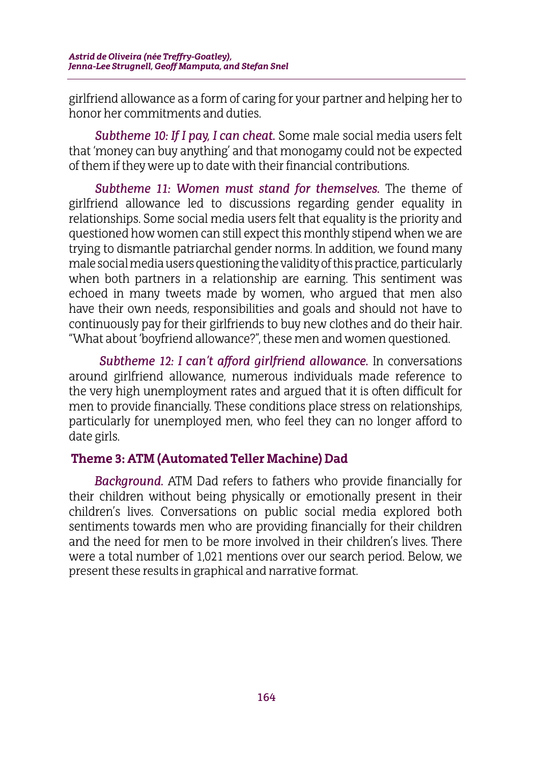girlfriend allowance as a form of caring for your partner and helping her to honor her commitments and duties.

*Subtheme 10: If I pay, I can cheat.* Some male social media users felt that 'money can buy anything' and that monogamy could not be expected of them if they were up to date with their financial contributions.

*Subtheme 11: Women must stand for themselves.* The theme of girlfriend allowance led to discussions regarding gender equality in relationships. Some social media users felt that equality is the priority and questioned how women can still expect this monthly stipend when we are trying to dismantle patriarchal gender norms. In addition, we found many male social media users questioning the validity of this practice, particularly when both partners in a relationship are earning. This sentiment was echoed in many tweets made by women, who argued that men also have their own needs, responsibilities and goals and should not have to continuously pay for their girlfriends to buy new clothes and do their hair. "What about 'boyfriend allowance?", these men and women questioned.

*Subtheme 12: I can't afford girlfriend allowance.* In conversations around girlfriend allowance, numerous individuals made reference to the very high unemployment rates and argued that it is often difficult for men to provide financially. These conditions place stress on relationships, particularly for unemployed men, who feel they can no longer afford to date girls.

### Theme 3: ATM (Automated Teller Machine) Dad

*Background.* ATM Dad refers to fathers who provide financially for their children without being physically or emotionally present in their children's lives. Conversations on public social media explored both sentiments towards men who are providing financially for their children and the need for men to be more involved in their children's lives. There were a total number of 1,021 mentions over our search period. Below, we present these results in graphical and narrative format.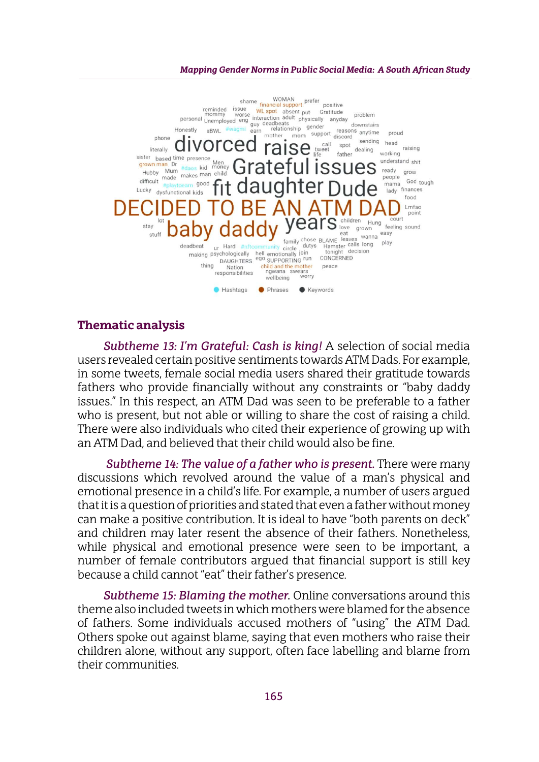## Thematic analysis

*Subtheme 13: I'm Grateful: Cash is king!* A selection of social media users revealed certain positive sentiments towards ATM Dads. For example, in some tweets, female social media users shared their gratitude towards fathers who provide financially without any constraints or "baby daddy issues." In this respect, an ATM Dad was seen to be preferable to a father who is present, but not able or willing to share the cost of raising a child. There were also individuals who cited their experience of growing up with an ATM Dad, and believed that their child would also be fine.

*Subtheme 14: The value of a father who is present.* There were many discussions which revolved around the value of a man's physical and emotional presence in a child's life. For example, a number of users argued that it is a question of priorities and stated that even a father without money can make a positive contribution. It is ideal to have "both parents on deck" and children may later resent the absence of their fathers. Nonetheless, while physical and emotional presence were seen to be important, a number of female contributors argued that financial support is still key because a child cannot "eat" their father's presence.

*Subtheme 15: Blaming the mother.* Online conversations around this theme also included tweets in which mothers were blamed for the absence of fathers. Some individuals accused mothers of "using" the ATM Dad. Others spoke out against blame, saying that even mothers who raise their children alone, without any support, often face labelling and blame from their communities.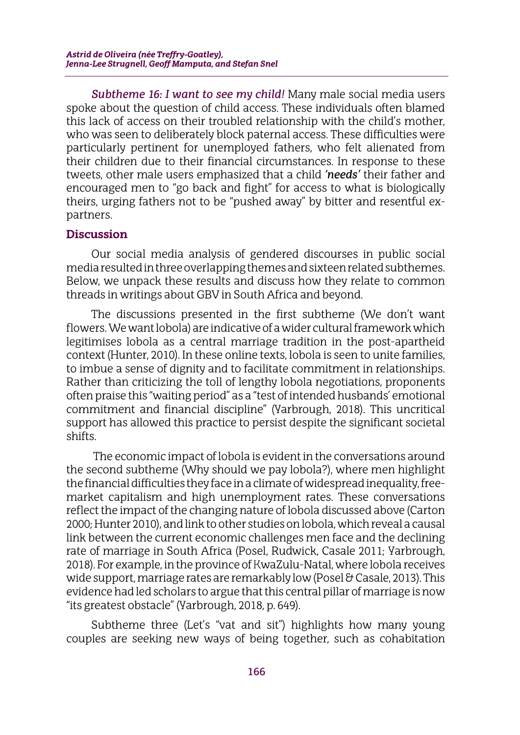*Subtheme 16: I want to see my child!* Many male social media users spoke about the question of child access. These individuals often blamed this lack of access on their troubled relationship with the child's mother, who was seen to deliberately block paternal access. These difficulties were particularly pertinent for unemployed fathers, who felt alienated from their children due to their financial circumstances. In response to these tweets, other male users emphasized that a child ***'needs'*** their father and encouraged men to "go back and fight" for access to what is biologically theirs, urging fathers not to be "pushed away" by bitter and resentful ex-partners.

## Discussion

Our social media analysis of gendered discourses in public social media resulted in three overlapping themes and sixteen related subthemes. Below, we unpack these results and discuss how they relate to common threads in writings about GBV in South Africa and beyond.

The discussions presented in the first subtheme (We don't want flowers. We want lobola) are indicative of a wider cultural framework which legitimises lobola as a central marriage tradition in the post-apartheid context (Hunter, 2010). In these online texts, lobola is seen to unite families, to imbue a sense of dignity and to facilitate commitment in relationships. Rather than criticizing the toll of lengthy lobola negotiations, proponents often praise this "waiting period" as a "test of intended husbands' emotional commitment and financial discipline" (Yarbrough, 2018). This uncritical support has allowed this practice to persist despite the significant societal shifts.

The economic impact of lobola is evident in the conversations around the second subtheme (Why should we pay lobola?), where men highlight the financial difficulties they face in a climate of widespread inequality, free-market capitalism and high unemployment rates. These conversations reflect the impact of the changing nature of lobola discussed above (Carton 2000; Hunter 2010), and link to other studies on lobola, which reveal a causal link between the current economic challenges men face and the declining rate of marriage in South Africa (Posel, Rudwick, Casale 2011; Yarbrough, 2018). For example, in the province of KwaZulu-Natal, where lobola receives wide support, marriage rates are remarkably low (Posel & Casale, 2013). This evidence had led scholars to argue that this central pillar of marriage is now "its greatest obstacle" (Yarbrough, 2018, p. 649).

Subtheme three (Let's "vat and sit") highlights how many young couples are seeking new ways of being together, such as cohabitation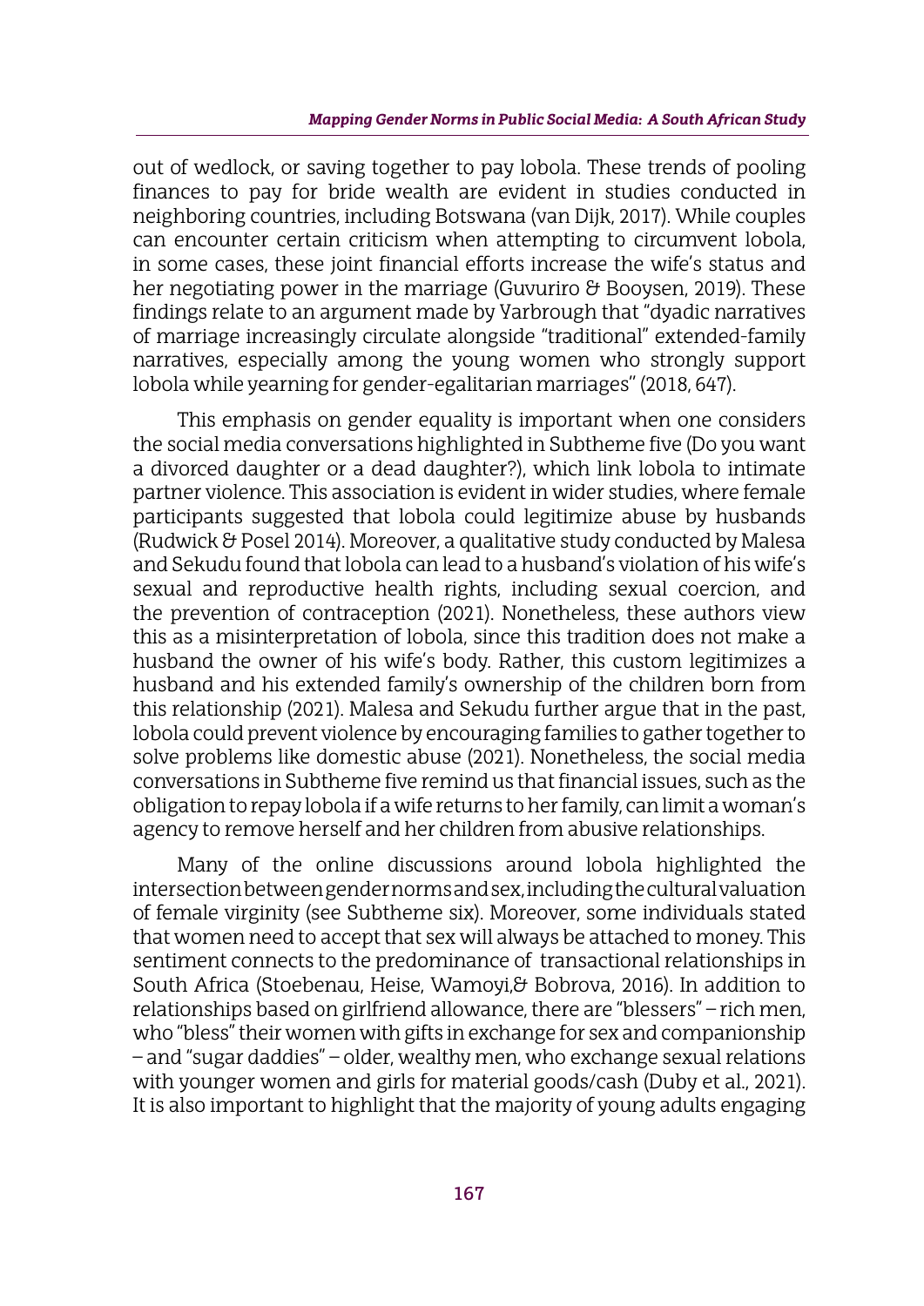out of wedlock, or saving together to pay lobola. These trends of pooling finances to pay for bride wealth are evident in studies conducted in neighboring countries, including Botswana (van Dijk, 2017). While couples can encounter certain criticism when attempting to circumvent lobola, in some cases, these joint financial efforts increase the wife's status and her negotiating power in the marriage (Guvuriro & Booysen, 2019). These findings relate to an argument made by Yarbrough that "dyadic narratives of marriage increasingly circulate alongside "traditional" extended-family narratives, especially among the young women who strongly support lobola while yearning for gender-egalitarian marriages" (2018, 647).

This emphasis on gender equality is important when one considers the social media conversations highlighted in Subtheme five (Do you want a divorced daughter or a dead daughter?), which link lobola to intimate partner violence. This association is evident in wider studies, where female participants suggested that lobola could legitimize abuse by husbands (Rudwick & Posel 2014). Moreover, a qualitative study conducted by Malesa and Sekudu found that lobola can lead to a husband's violation of his wife's sexual and reproductive health rights, including sexual coercion, and the prevention of contraception (2021). Nonetheless, these authors view this as a misinterpretation of lobola, since this tradition does not make a husband the owner of his wife's body. Rather, this custom legitimizes a husband and his extended family's ownership of the children born from this relationship (2021). Malesa and Sekudu further argue that in the past, lobola could prevent violence by encouraging families to gather together to solve problems like domestic abuse (2021). Nonetheless, the social media conversations in Subtheme five remind us that financial issues, such as the obligation to repay lobola if a wife returns to her family, can limit a woman's agency to remove herself and her children from abusive relationships.

Many of the online discussions around lobola highlighted the intersection between gender norms and sex, including the cultural valuation of female virginity (see Subtheme six). Moreover, some individuals stated that women need to accept that sex will always be attached to money. This sentiment connects to the predominance of transactional relationships in South Africa (Stoebenau, Heise, Wamoyi,& Bobrova, 2016). In addition to relationships based on girlfriend allowance, there are "blessers" – rich men, who "bless" their women with gifts in exchange for sex and companionship – and "sugar daddies" – older, wealthy men, who exchange sexual relations with younger women and girls for material goods/cash (Duby et al., 2021). It is also important to highlight that the majority of young adults engaging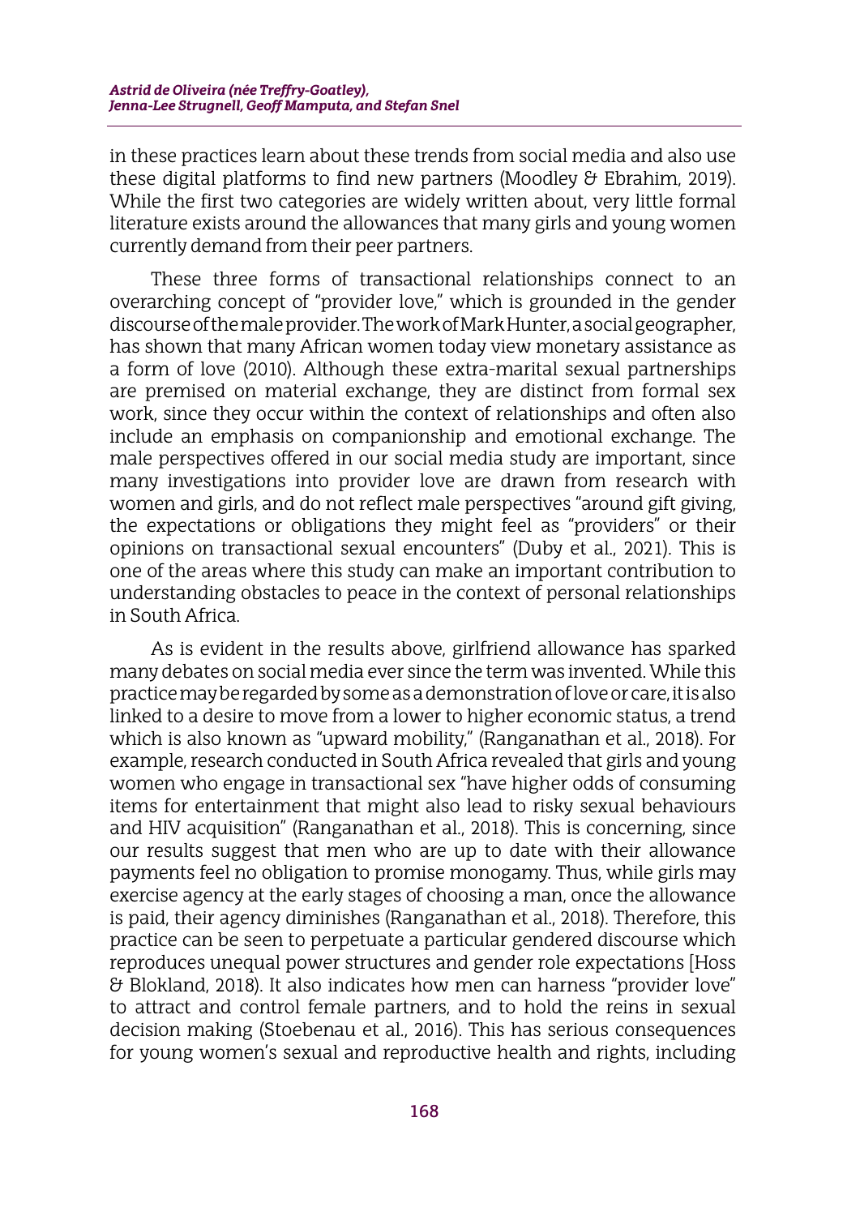in these practices learn about these trends from social media and also use these digital platforms to find new partners (Moodley & Ebrahim, 2019). While the first two categories are widely written about, very little formal literature exists around the allowances that many girls and young women currently demand from their peer partners.

These three forms of transactional relationships connect to an overarching concept of "provider love," which is grounded in the gender discourse of the male provider. The work of Mark Hunter, a social geographer, has shown that many African women today view monetary assistance as a form of love (2010). Although these extra-marital sexual partnerships are premised on material exchange, they are distinct from formal sex work, since they occur within the context of relationships and often also include an emphasis on companionship and emotional exchange. The male perspectives offered in our social media study are important, since many investigations into provider love are drawn from research with women and girls, and do not reflect male perspectives "around gift giving, the expectations or obligations they might feel as "providers" or their opinions on transactional sexual encounters" (Duby et al., 2021). This is one of the areas where this study can make an important contribution to understanding obstacles to peace in the context of personal relationships in South Africa.

As is evident in the results above, girlfriend allowance has sparked many debates on social media ever since the term was invented. While this practice may be regarded by some as a demonstration of love or care, it is also linked to a desire to move from a lower to higher economic status, a trend which is also known as "upward mobility," (Ranganathan et al., 2018). For example, research conducted in South Africa revealed that girls and young women who engage in transactional sex "have higher odds of consuming items for entertainment that might also lead to risky sexual behaviours and HIV acquisition" (Ranganathan et al., 2018). This is concerning, since our results suggest that men who are up to date with their allowance payments feel no obligation to promise monogamy. Thus, while girls may exercise agency at the early stages of choosing a man, once the allowance is paid, their agency diminishes (Ranganathan et al., 2018). Therefore, this practice can be seen to perpetuate a particular gendered discourse which reproduces unequal power structures and gender role expectations [Hoss & Blokland, 2018). It also indicates how men can harness "provider love" to attract and control female partners, and to hold the reins in sexual decision making (Stoebenau et al., 2016). This has serious consequences for young women's sexual and reproductive health and rights, including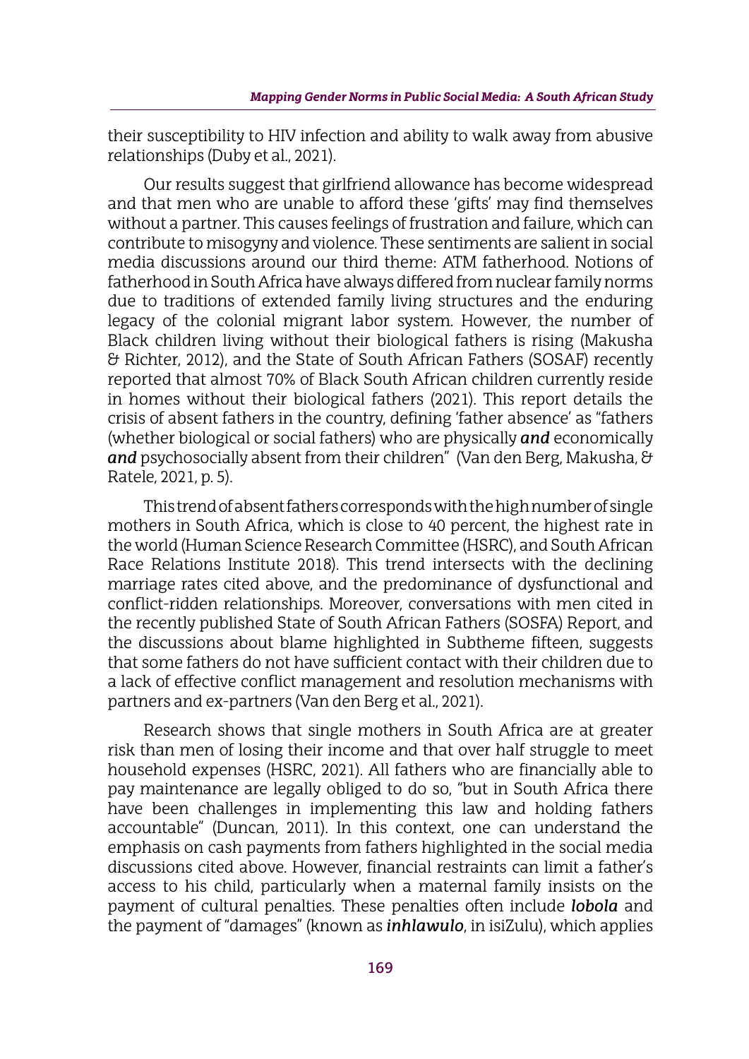their susceptibility to HIV infection and ability to walk away from abusive relationships (Duby et al., 2021).

Our results suggest that girlfriend allowance has become widespread and that men who are unable to afford these 'gifts' may find themselves without a partner. This causes feelings of frustration and failure, which can contribute to misogyny and violence. These sentiments are salient in social media discussions around our third theme: ATM fatherhood. Notions of fatherhood in South Africa have always differed from nuclear family norms due to traditions of extended family living structures and the enduring legacy of the colonial migrant labor system. However, the number of Black children living without their biological fathers is rising (Makusha & Richter, 2012), and the State of South African Fathers (SOSAF) recently reported that almost 70% of Black South African children currently reside in homes without their biological fathers (2021). This report details the crisis of absent fathers in the country, defining 'father absence' as "fathers (whether biological or social fathers) who are physically ***and*** economically ***and*** psychosocially absent from their children" (Van den Berg, Makusha, & Ratele, 2021, p. 5).

This trend of absent fathers corresponds with the high number of single mothers in South Africa, which is close to 40 percent, the highest rate in the world (Human Science Research Committee (HSRC), and South African Race Relations Institute 2018). This trend intersects with the declining marriage rates cited above, and the predominance of dysfunctional and conflict-ridden relationships. Moreover, conversations with men cited in the recently published State of South African Fathers (SOSFA) Report, and the discussions about blame highlighted in Subtheme fifteen, suggests that some fathers do not have sufficient contact with their children due to a lack of effective conflict management and resolution mechanisms with partners and ex-partners (Van den Berg et al., 2021).

Research shows that single mothers in South Africa are at greater risk than men of losing their income and that over half struggle to meet household expenses (HSRC, 2021). All fathers who are financially able to pay maintenance are legally obliged to do so, "but in South Africa there have been challenges in implementing this law and holding fathers accountable" (Duncan, 2011). In this context, one can understand the emphasis on cash payments from fathers highlighted in the social media discussions cited above. However, financial restraints can limit a father's access to his child, particularly when a maternal family insists on the payment of cultural penalties. These penalties often include ***lobola*** and the payment of "damages" (known as ***inhlawulo***, in isiZulu), which applies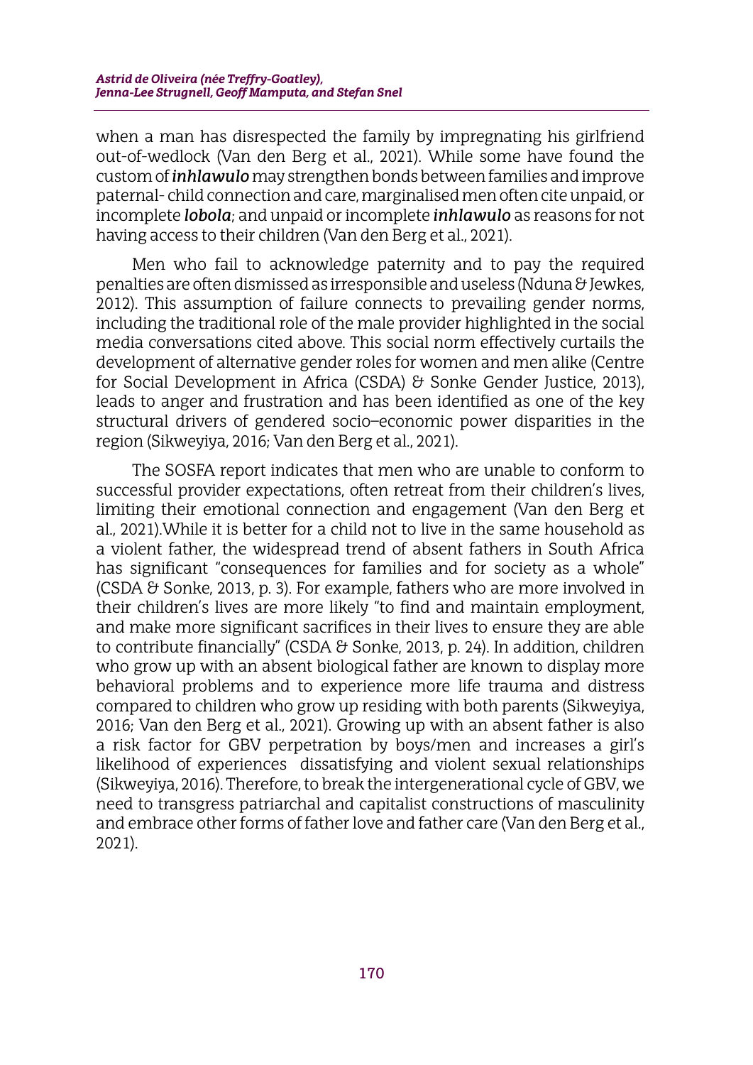when a man has disrespected the family by impregnating his girlfriend out-of-wedlock (Van den Berg et al., 2021). While some have found the custom of ***inhlawulo*** may strengthen bonds between families and improve paternal- child connection and care, marginalised men often cite unpaid, or incomplete ***lobola***; and unpaid or incomplete ***inhlawulo*** as reasons for not having access to their children (Van den Berg et al., 2021).

Men who fail to acknowledge paternity and to pay the required penalties are often dismissed as irresponsible and useless (Nduna & Jewkes, 2012). This assumption of failure connects to prevailing gender norms, including the traditional role of the male provider highlighted in the social media conversations cited above. This social norm effectively curtails the development of alternative gender roles for women and men alike (Centre for Social Development in Africa (CSDA) & Sonke Gender Justice, 2013), leads to anger and frustration and has been identified as one of the key structural drivers of gendered socio–economic power disparities in the region (Sikweyiya, 2016; Van den Berg et al., 2021).

The SOSFA report indicates that men who are unable to conform to successful provider expectations, often retreat from their children's lives, limiting their emotional connection and engagement (Van den Berg et al., 2021).While it is better for a child not to live in the same household as a violent father, the widespread trend of absent fathers in South Africa has significant "consequences for families and for society as a whole" (CSDA & Sonke, 2013, p. 3). For example, fathers who are more involved in their children's lives are more likely "to find and maintain employment, and make more significant sacrifices in their lives to ensure they are able to contribute financially" (CSDA & Sonke, 2013, p. 24). In addition, children who grow up with an absent biological father are known to display more behavioral problems and to experience more life trauma and distress compared to children who grow up residing with both parents (Sikweyiya, 2016; Van den Berg et al., 2021). Growing up with an absent father is also a risk factor for GBV perpetration by boys/men and increases a girl's likelihood of experiences dissatisfying and violent sexual relationships (Sikweyiya, 2016). Therefore, to break the intergenerational cycle of GBV, we need to transgress patriarchal and capitalist constructions of masculinity and embrace other forms of father love and father care (Van den Berg et al., 2021).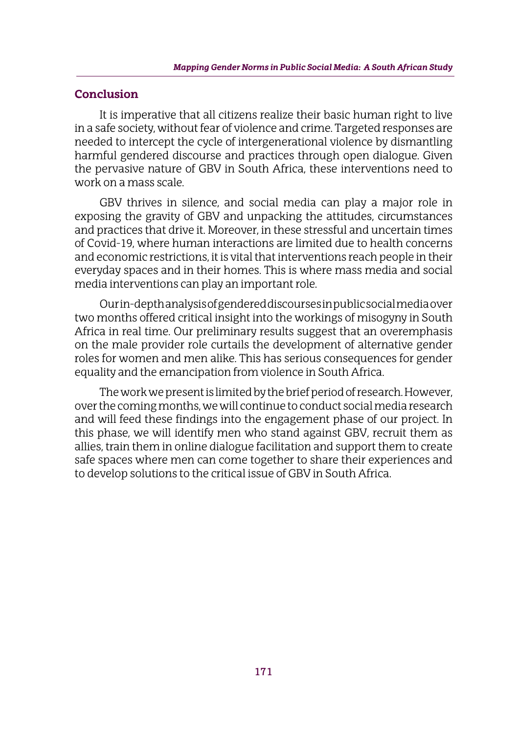## Conclusion

It is imperative that all citizens realize their basic human right to live in a safe society, without fear of violence and crime. Targeted responses are needed to intercept the cycle of intergenerational violence by dismantling harmful gendered discourse and practices through open dialogue. Given the pervasive nature of GBV in South Africa, these interventions need to work on a mass scale.

GBV thrives in silence, and social media can play a major role in exposing the gravity of GBV and unpacking the attitudes, circumstances and practices that drive it. Moreover, in these stressful and uncertain times of Covid-19, where human interactions are limited due to health concerns and economic restrictions, it is vital that interventions reach people in their everyday spaces and in their homes. This is where mass media and social media interventions can play an important role.

Our in-depth analysis of gendered discourses in public social media over two months offered critical insight into the workings of misogyny in South Africa in real time. Our preliminary results suggest that an overemphasis on the male provider role curtails the development of alternative gender roles for women and men alike. This has serious consequences for gender equality and the emancipation from violence in South Africa.

The work we present is limited by the brief period of research. However, over the coming months, we will continue to conduct social media research and will feed these findings into the engagement phase of our project. In this phase, we will identify men who stand against GBV, recruit them as allies, train them in online dialogue facilitation and support them to create safe spaces where men can come together to share their experiences and to develop solutions to the critical issue of GBV in South Africa.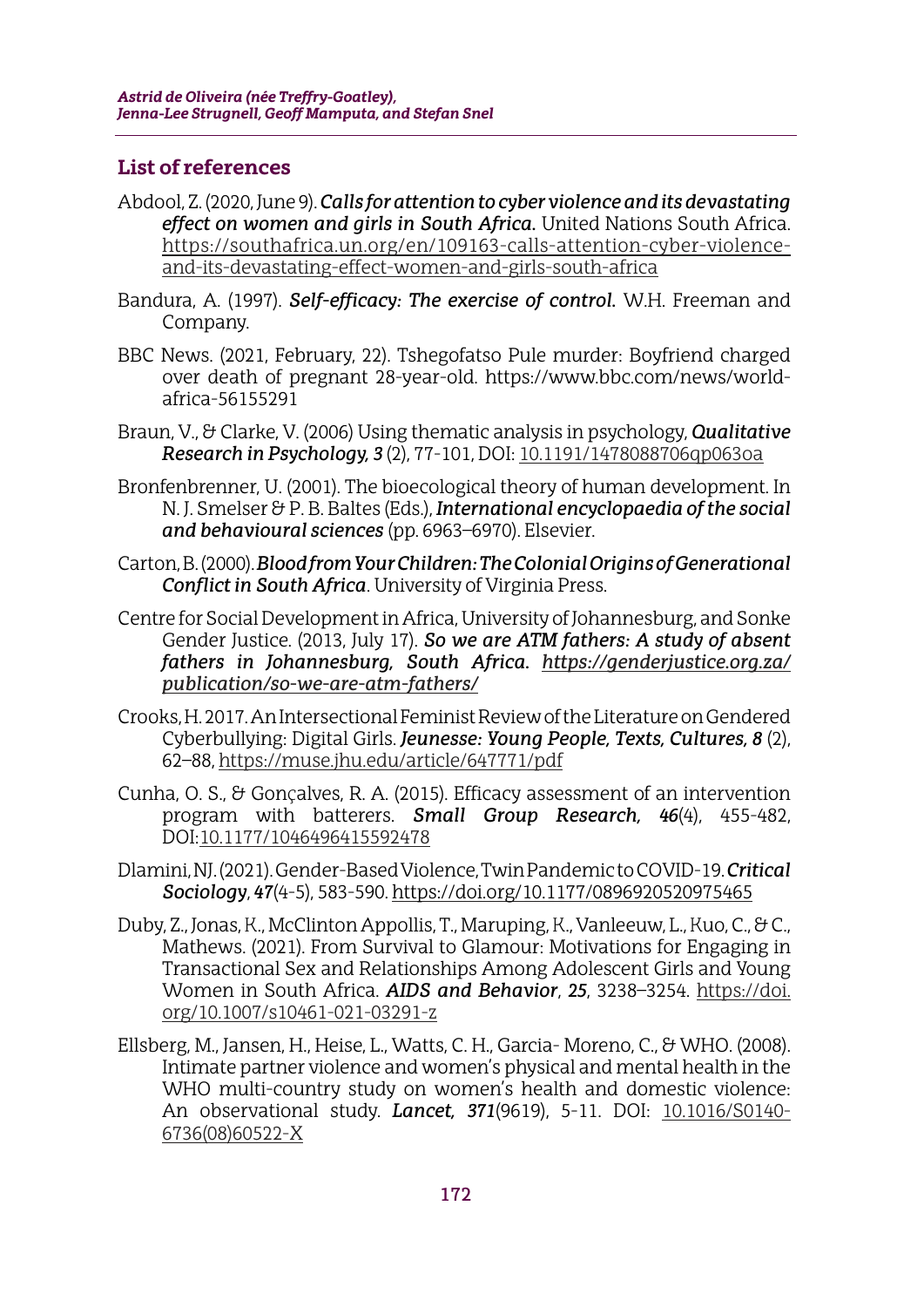## List of references

Abdool, Z. (2020, June 9). ***Calls for attention to cyber violence and its devastating effect on women and girls in South Africa.*** United Nations South Africa. https://southafrica.un.org/en/109163-calls-attention-cyber-violence-and-its-devastating-effect-women-and-girls-south-africa

Bandura, A. (1997). ***Self-efficacy: The exercise of control.*** W.H. Freeman and Company.

BBC News. (2021, February, 22). Tshegofatso Pule murder: Boyfriend charged over death of pregnant 28-year-old. https://www.bbc.com/news/world-africa-56155291

Braun, V., & Clarke, V. (2006) Using thematic analysis in psychology, ***Qualitative Research in Psychology, 3*** (2), 77-101, DOI: 10.1191/1478088706qp063oa

Bronfenbrenner, U. (2001). The bioecological theory of human development. In N. J. Smelser & P. B. Baltes (Eds.), ***International encyclopaedia of the social and behavioural sciences*** (pp. 6963–6970). Elsevier.

Carton, B. (2000). ***Blood from Your Children: The Colonial Origins of Generational Conflict in South Africa***. University of Virginia Press.

Centre for Social Development in Africa, University of Johannesburg, and Sonke Gender Justice. (2013, July 17). ***So we are ATM fathers: A study of absent fathers in Johannesburg, South Africa. https://genderjustice.org.za/publication/so-we-are-atm-fathers/***

Crooks, H. 2017. An Intersectional Feminist Review of the Literature on Gendered Cyberbullying: Digital Girls. ***Jeunesse: Young People, Texts, Cultures, 8*** (2), 62–88, https://muse.jhu.edu/article/647771/pdf

Cunha, O. S., & Gonçalves, R. A. (2015). Efficacy assessment of an intervention program with batterers. ***Small Group Research, 46***(4), 455-482, DOI:10.1177/1046496415592478

Dlamini, NJ. (2021). Gender-Based Violence, Twin Pandemic to COVID-19. ***Critical Sociology***, ***47***(4-5), 583-590. https://doi.org/10.1177/0896920520975465

Duby, Z., Jonas, K., McClinton Appollis, T., Maruping, K., Vanleeuw, L., Kuo, C., & C., Mathews. (2021). From Survival to Glamour: Motivations for Engaging in Transactional Sex and Relationships Among Adolescent Girls and Young Women in South Africa. ***AIDS and Behavior***, ***25***, 3238–3254. https://doi.org/10.1007/s10461-021-03291-z

Ellsberg, M., Jansen, H., Heise, L., Watts, C. H., Garcia- Moreno, C., & WHO. (2008). Intimate partner violence and women's physical and mental health in the WHO multi-country study on women's health and domestic violence: An observational study. ***Lancet, 371***(9619), 5-11. DOI: 10.1016/S0140-6736(08)60522-X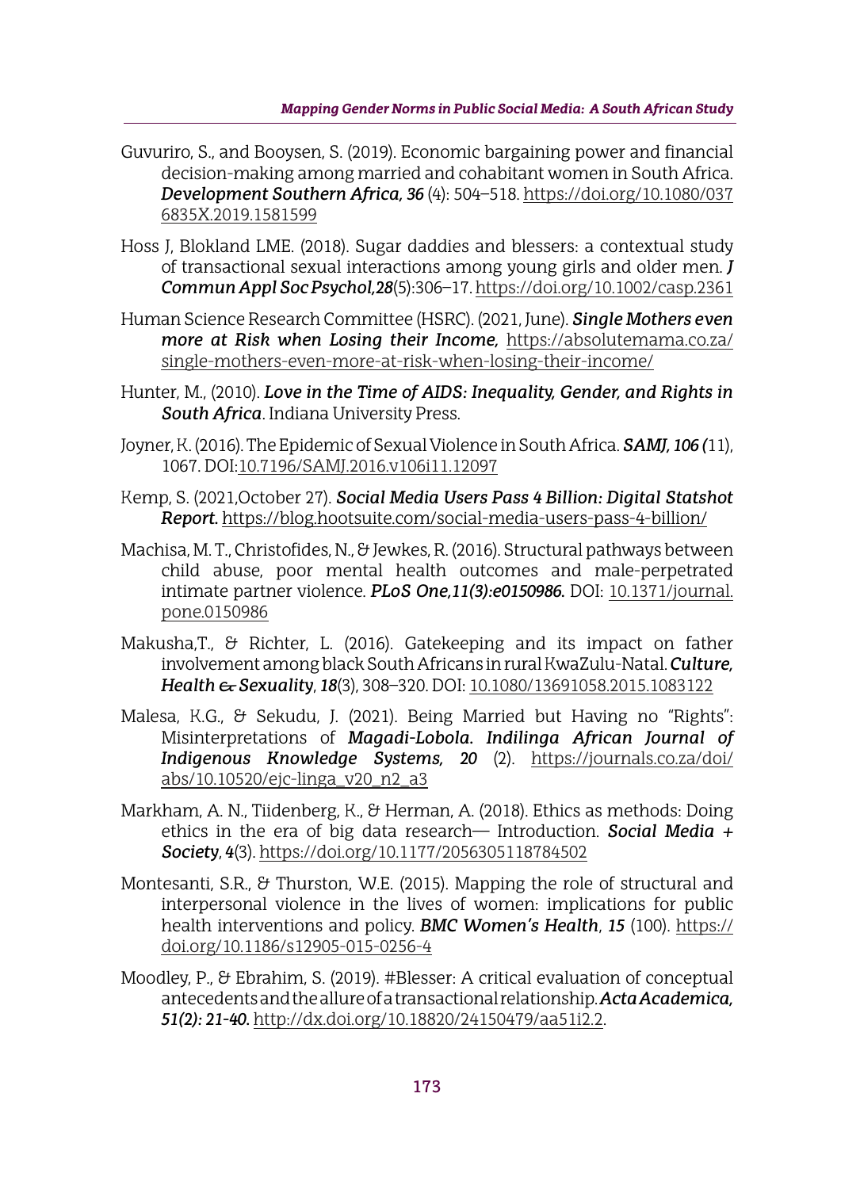Guvuriro, S., and Booysen, S. (2019). Economic bargaining power and financial decision-making among married and cohabitant women in South Africa. ***Development Southern Africa, 36*** (4): 504–518. https://doi.org/10.1080/0376835X.2019.1581599

Hoss J, Blokland LME. (2018). Sugar daddies and blessers: a contextual study of transactional sexual interactions among young girls and older men. ***J Commun Appl Soc Psychol,28***(5):306–17. https://doi.org/10.1002/casp.2361

Human Science Research Committee (HSRC). (2021, June). ***Single Mothers even more at Risk when Losing their Income,*** https://absolutemama.co.za/single-mothers-even-more-at-risk-when-losing-their-income/

Hunter, M., (2010). ***Love in the Time of AIDS: Inequality, Gender, and Rights in South Africa***. Indiana University Press.

Joyner, K. (2016). The Epidemic of Sexual Violence in South Africa. ***SAMJ, 106 (***11), 1067. DOI:10.7196/SAMJ.2016.v106i11.12097

Kemp, S. (2021,October 27). ***Social Media Users Pass 4 Billion: Digital Statshot Report.*** https://blog.hootsuite.com/social-media-users-pass-4-billion/

Machisa, M. T., Christofides, N., & Jewkes, R. (2016). Structural pathways between child abuse, poor mental health outcomes and male-perpetrated intimate partner violence. ***PLoS One,11(3):e0150986.*** DOI: 10.1371/journal.pone.0150986

Makusha,T., & Richter, L. (2016). Gatekeeping and its impact on father involvement among black South Africans in rural KwaZulu-Natal. ***Culture, Health & Sexuality***, ***18***(3), 308–320. DOI: 10.1080/13691058.2015.1083122

Malesa, K.G., & Sekudu, J. (2021). Being Married but Having no "Rights": Misinterpretations of ***Magadi-Lobola***. ***Indilinga African Journal of Indigenous Knowledge Systems, 20*** (2). https://journals.co.za/doi/abs/10.10520/ejc-linga_v20_n2_a3

Markham, A. N., Tiidenberg, K., & Herman, A. (2018). Ethics as methods: Doing ethics in the era of big data research— Introduction. ***Social Media + Society***, ***4***(3). https://doi.org/10.1177/2056305118784502

Montesanti, S.R., & Thurston, W.E. (2015). Mapping the role of structural and interpersonal violence in the lives of women: implications for public health interventions and policy. ***BMC Women's Health***, ***15*** (100). https://doi.org/10.1186/s12905-015-0256-4

Moodley, P., & Ebrahim, S. (2019). #Blesser: A critical evaluation of conceptual antecedents and the allure of a transactional relationship. ***Acta Academica, 51(2): 21-40.*** http://dx.doi.org/10.18820/24150479/aa51i2.2.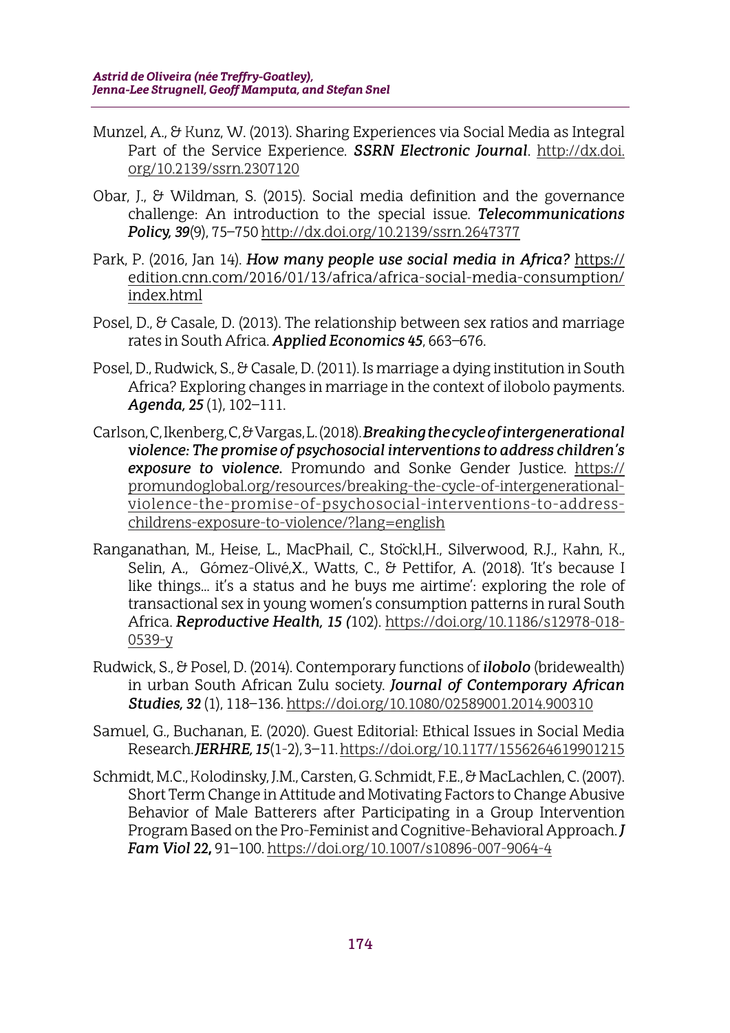Munzel, A., & Kunz, W. (2013). Sharing Experiences via Social Media as Integral Part of the Service Experience. ***SSRN Electronic Journal***. http://dx.doi.org/10.2139/ssrn.2307120

Obar, J., & Wildman, S. (2015). Social media definition and the governance challenge: An introduction to the special issue. ***Telecommunications Policy, 39***(9), 75–750 http://dx.doi.org/10.2139/ssrn.2647377

Park, P. (2016, Jan 14). ***How many people use social media in Africa?*** https://edition.cnn.com/2016/01/13/africa/africa-social-media-consumption/index.html

Posel, D., & Casale, D. (2013). The relationship between sex ratios and marriage rates in South Africa. ***Applied Economics 45***, 663–676.

Posel, D., Rudwick, S., & Casale, D. (2011). Is marriage a dying institution in South Africa? Exploring changes in marriage in the context of ilobolo payments. ***Agenda, 25*** (1), 102–111.

Carlson, C, Ikenberg, C, & Vargas, L. (2018). ***Breaking the cycle of intergenerational violence: The promise of psychosocial interventions to address children's exposure to violence.*** Promundo and Sonke Gender Justice. https://promundoglobal.org/resources/breaking-the-cycle-of-intergenerational-violence-the-promise-of-psychosocial-interventions-to-address-childrens-exposure-to-violence/?lang=english

Ranganathan, M., Heise, L., MacPhail, C., Stöckl,H., Silverwood, R.J., Kahn, K., Selin, A., Gómez-Olivé,X., Watts, C., & Pettifor, A. (2018). 'It's because I like things… it's a status and he buys me airtime': exploring the role of transactional sex in young women's consumption patterns in rural South Africa. ***Reproductive Health, 15 (***102). https://doi.org/10.1186/s12978-018-0539-y

Rudwick, S., & Posel, D. (2014). Contemporary functions of ***ilobolo*** (bridewealth) in urban South African Zulu society. ***Journal of Contemporary African Studies, 32*** (1), 118–136. https://doi.org/10.1080/02589001.2014.900310

Samuel, G., Buchanan, E. (2020). Guest Editorial: Ethical Issues in Social Media Research. ***JERHRE, 15***(1-2), 3–11. https://doi.org/10.1177/1556264619901215

Schmidt, M.C., Kolodinsky, J.M., Carsten, G. Schmidt, F.E., & MacLachlen, C. (2007). Short Term Change in Attitude and Motivating Factors to Change Abusive Behavior of Male Batterers after Participating in a Group Intervention Program Based on the Pro-Feminist and Cognitive-Behavioral Approach. ***J Fam Viol 22,*** 91–100. https://doi.org/10.1007/s10896-007-9064-4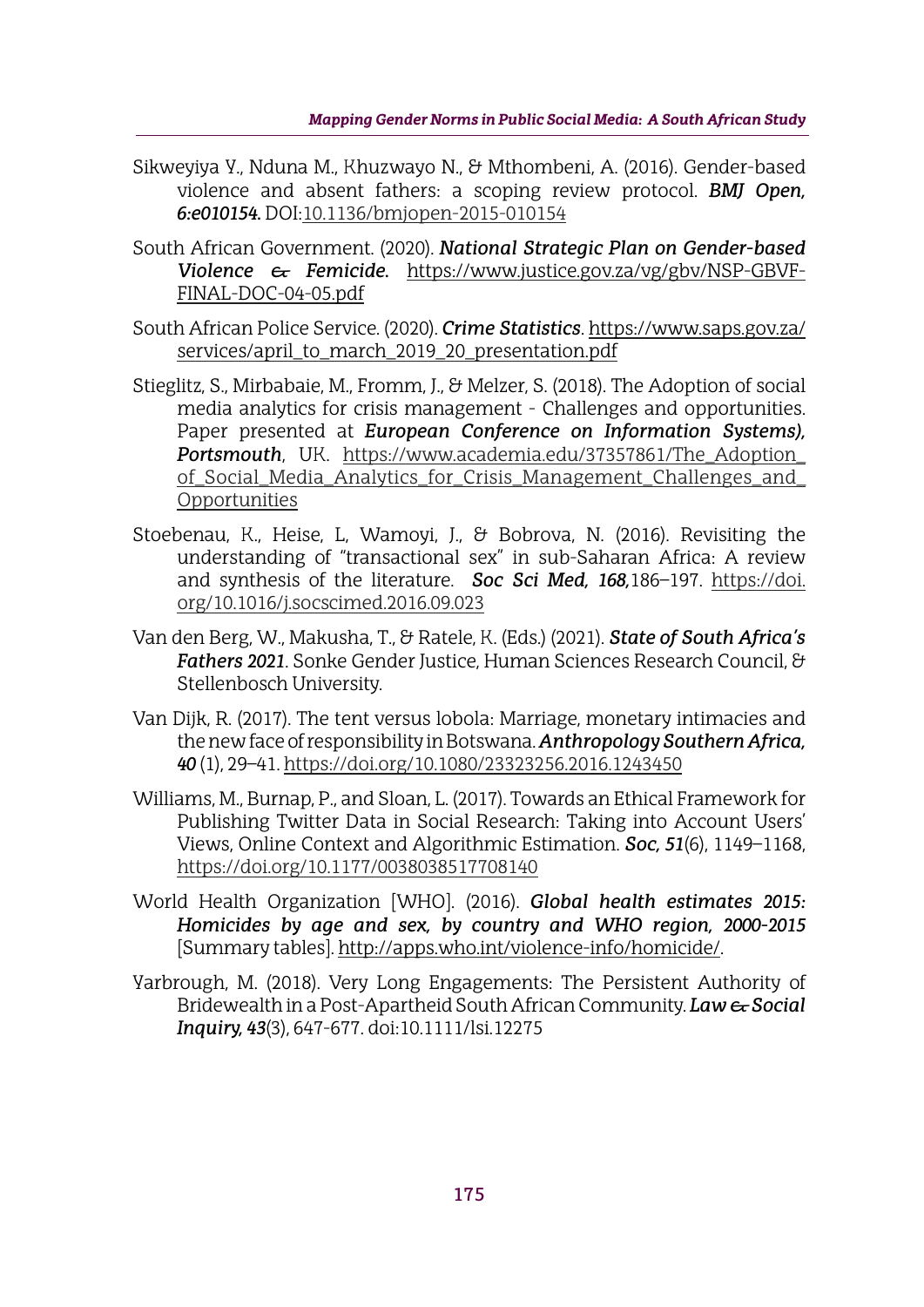Sikweyiya Y., Nduna M., Khuzwayo N., & Mthombeni, A. (2016). Gender-based violence and absent fathers: a scoping review protocol. ***BMJ Open, 6:e010154.*** DOI:10.1136/bmjopen-2015-010154

South African Government. (2020). ***National Strategic Plan on Gender-based Violence & Femicide.*** https://www.justice.gov.za/vg/gbv/NSP-GBVF-FINAL-DOC-04-05.pdf

South African Police Service. (2020). ***Crime Statistics***. https://www.saps.gov.za/services/april_to_march_2019_20_presentation.pdf

Stieglitz, S., Mirbabaie, M., Fromm, J., & Melzer, S. (2018). The Adoption of social media analytics for crisis management - Challenges and opportunities. Paper presented at ***European Conference on Information Systems), Portsmouth***, UK. https://www.academia.edu/37357861/The_Adoption_of_Social_Media_Analytics_for_Crisis_Management_Challenges_and_Opportunities

Stoebenau, K., Heise, L, Wamoyi, J., & Bobrova, N. (2016). Revisiting the understanding of "transactional sex" in sub-Saharan Africa: A review and synthesis of the literature. ***Soc Sci Med, 168,***186–197. https://doi.org/10.1016/j.socscimed.2016.09.023

Van den Berg, W., Makusha, T., & Ratele, K. (Eds.) (2021). ***State of South Africa's Fathers 2021***. Sonke Gender Justice, Human Sciences Research Council, & Stellenbosch University.

Van Dijk, R. (2017). The tent versus lobola: Marriage, monetary intimacies and the new face of responsibility in Botswana. ***Anthropology Southern Africa, 40*** (1), 29–41. https://doi.org/10.1080/23323256.2016.1243450

Williams, M., Burnap, P., and Sloan, L. (2017). Towards an Ethical Framework for Publishing Twitter Data in Social Research: Taking into Account Users' Views, Online Context and Algorithmic Estimation. ***Soc, 51***(6), 1149–1168, https://doi.org/10.1177/0038038517708140

World Health Organization [WHO]. (2016). ***Global health estimates 2015: Homicides by age and sex, by country and WHO region, 2000-2015*** [Summary tables]. http://apps.who.int/violence-info/homicide/.

Yarbrough, M. (2018). Very Long Engagements: The Persistent Authority of Bridewealth in a Post-Apartheid South African Community. ***Law & Social Inquiry, 43***(3), 647-677. doi:10.1111/lsi.12275